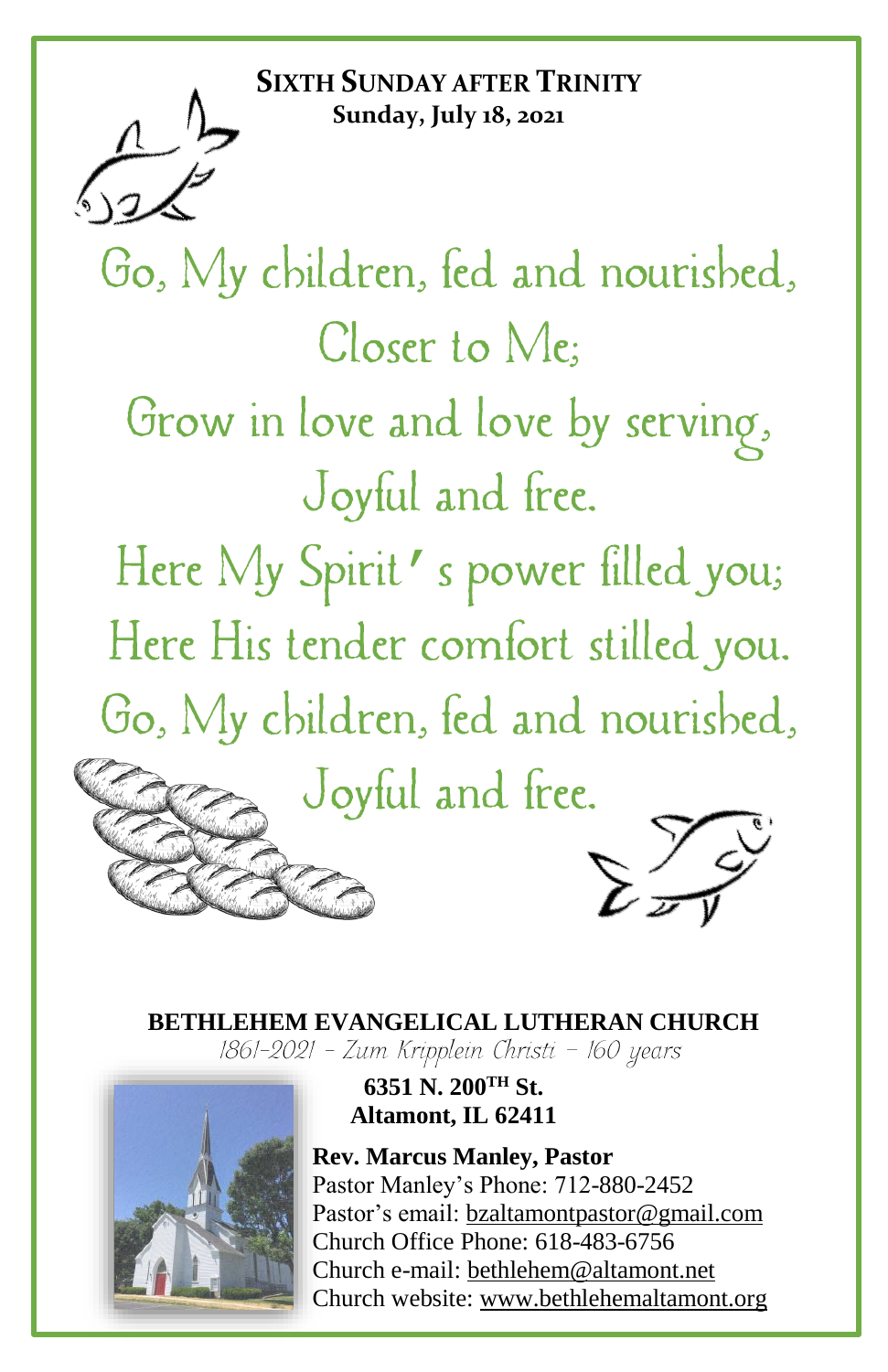**SIXTH SUNDAY AFTER TRINITY**
**Sunday, July 18, 2021**

Go, My children, fed and nourished,
Closer to Me;
Grow in love and love by serving,
Joyful and free.
Here My Spirit's power filled you;
Here His tender comfort stilled you.
Go, My children, fed and nourished,
Joyful and free.

**BETHLEHEM EVANGELICAL LUTHERAN CHURCH**
*1861-2021 – Zum Kripplein Christi – 160 years*

**6351 N. 200TH St.**
**Altamont, IL 62411**

**Rev. Marcus Manley, Pastor**
Pastor Manley's Phone: 712-880-2452
Pastor's email: bzaltamontpastor@gmail.com
Church Office Phone: 618-483-6756
Church e-mail: bethlehem@altamont.net
Church website: www.bethlehemaltamont.org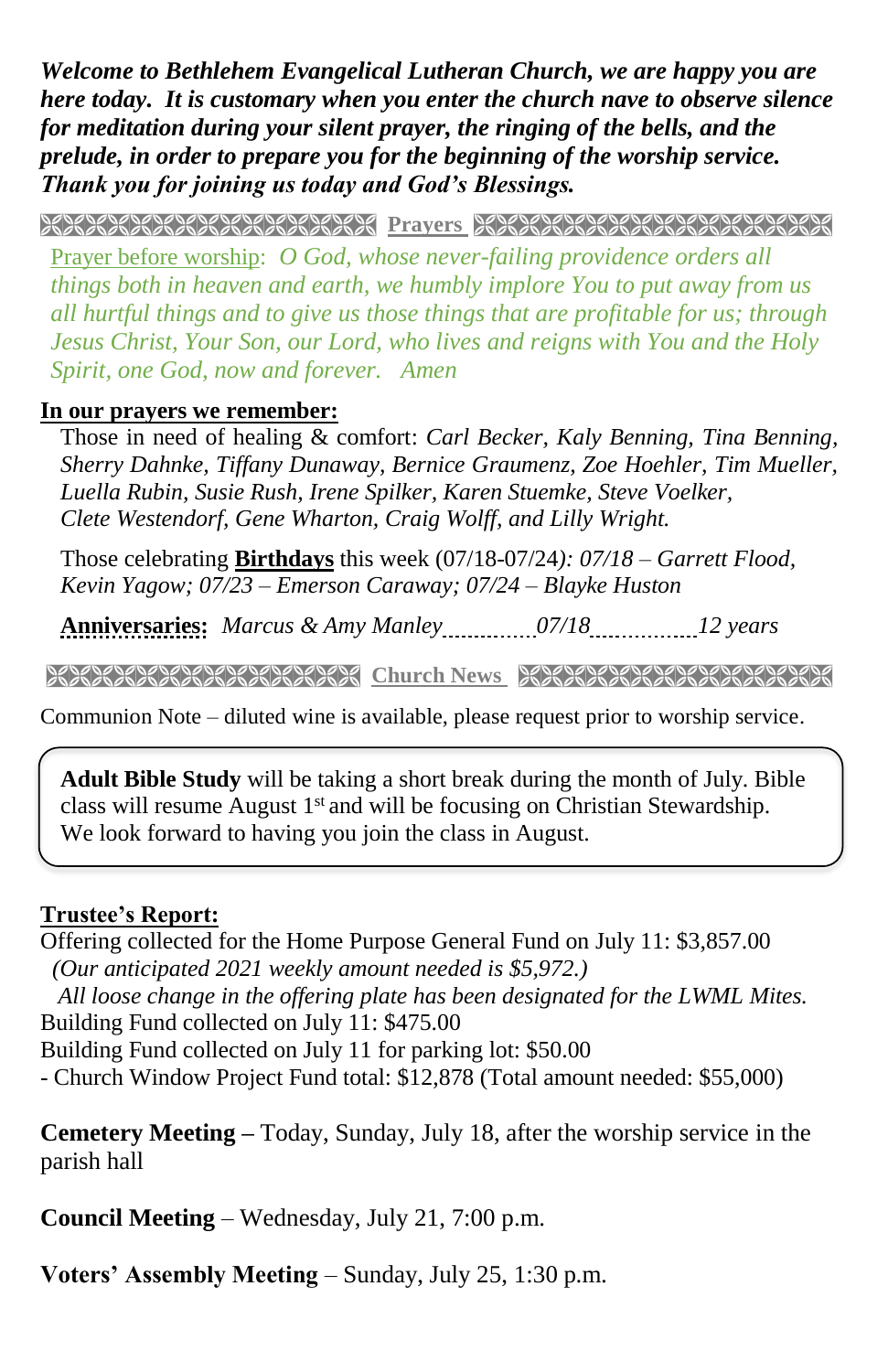***Welcome to Bethlehem Evangelical Lutheran Church, we are happy you are here today. It is customary when you enter the church nave to observe silence for meditation during your silent prayer, the ringing of the bells, and the prelude, in order to prepare you for the beginning of the worship service. Thank you for joining us today and God's Blessings.***

## Prayers

Prayer before worship: *O God, whose never-failing providence orders all things both in heaven and earth, we humbly implore You to put away from us all hurtful things and to give us those things that are profitable for us; through Jesus Christ, Your Son, our Lord, who lives and reigns with You and the Holy Spirit, one God, now and forever. Amen*

**In our prayers we remember:**

Those in need of healing & comfort: *Carl Becker, Kaly Benning, Tina Benning, Sherry Dahnke, Tiffany Dunaway, Bernice Graumenz, Zoe Hoehler, Tim Mueller, Luella Rubin, Susie Rush, Irene Spilker, Karen Stuemke, Steve Voelker, Clete Westendorf, Gene Wharton, Craig Wolff, and Lilly Wright.*

Those celebrating **Birthdays** this week (07/18-07/24*): 07/18 – Garrett Flood, Kevin Yagow; 07/23 – Emerson Caraway; 07/24 – Blayke Huston*

**Anniversaries:** *Marcus & Amy Manley............07/18...............12 years*

## Church News

Communion Note – diluted wine is available, please request prior to worship service.

**Adult Bible Study** will be taking a short break during the month of July. Bible class will resume August 1st and will be focusing on Christian Stewardship. We look forward to having you join the class in August.

**Trustee's Report:**

Offering collected for the Home Purpose General Fund on July 11: $3,857.00
*(Our anticipated 2021 weekly amount needed is $5,972.)*
*All loose change in the offering plate has been designated for the LWML Mites.*
Building Fund collected on July 11: $475.00
Building Fund collected on July 11 for parking lot: $50.00
- Church Window Project Fund total: $12,878 (Total amount needed: $55,000)

**Cemetery Meeting –** Today, Sunday, July 18, after the worship service in the parish hall

**Council Meeting** – Wednesday, July 21, 7:00 p.m.

**Voters' Assembly Meeting** – Sunday, July 25, 1:30 p.m.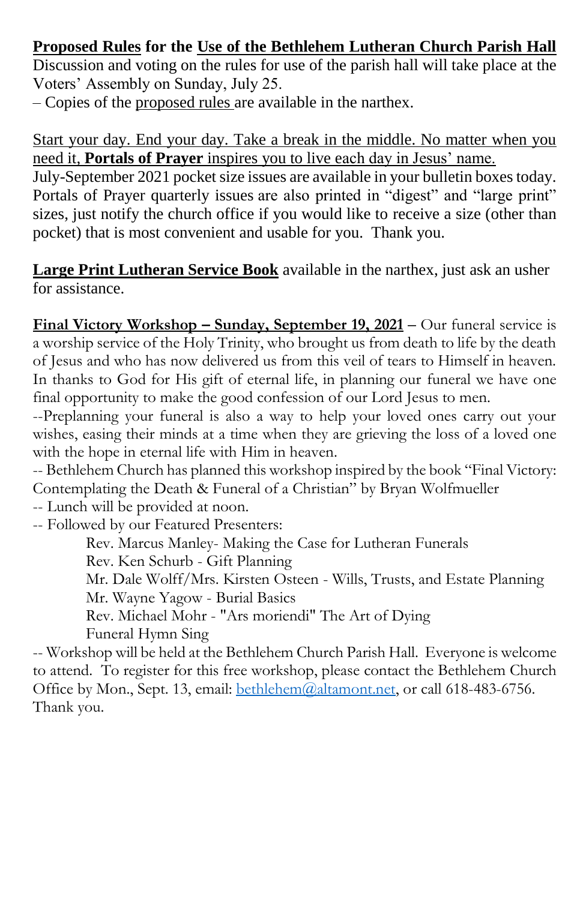**Proposed Rules for the Use of the Bethlehem Lutheran Church Parish Hall**
Discussion and voting on the rules for use of the parish hall will take place at the Voters' Assembly on Sunday, July 25.
– Copies of the proposed rules are available in the narthex.

Start your day. End your day. Take a break in the middle. No matter when you need it, **Portals of Prayer** inspires you to live each day in Jesus' name.
July-September 2021 pocket size issues are available in your bulletin boxes today. Portals of Prayer quarterly issues are also printed in "digest" and "large print" sizes, just notify the church office if you would like to receive a size (other than pocket) that is most convenient and usable for you. Thank you.

**Large Print Lutheran Service Book** available in the narthex, just ask an usher for assistance.

**Final Victory Workshop – Sunday, September 19, 2021** – Our funeral service is a worship service of the Holy Trinity, who brought us from death to life by the death of Jesus and who has now delivered us from this veil of tears to Himself in heaven. In thanks to God for His gift of eternal life, in planning our funeral we have one final opportunity to make the good confession of our Lord Jesus to men.
--Preplanning your funeral is also a way to help your loved ones carry out your wishes, easing their minds at a time when they are grieving the loss of a loved one with the hope in eternal life with Him in heaven.
-- Bethlehem Church has planned this workshop inspired by the book "Final Victory: Contemplating the Death & Funeral of a Christian" by Bryan Wolfmueller
-- Lunch will be provided at noon.
-- Followed by our Featured Presenters:

Rev. Marcus Manley- Making the Case for Lutheran Funerals
Rev. Ken Schurb - Gift Planning
Mr. Dale Wolff/Mrs. Kirsten Osteen - Wills, Trusts, and Estate Planning
Mr. Wayne Yagow - Burial Basics
Rev. Michael Mohr - "Ars moriendi" The Art of Dying
Funeral Hymn Sing

-- Workshop will be held at the Bethlehem Church Parish Hall. Everyone is welcome to attend. To register for this free workshop, please contact the Bethlehem Church Office by Mon., Sept. 13, email: bethlehem@altamont.net, or call 618-483-6756. Thank you.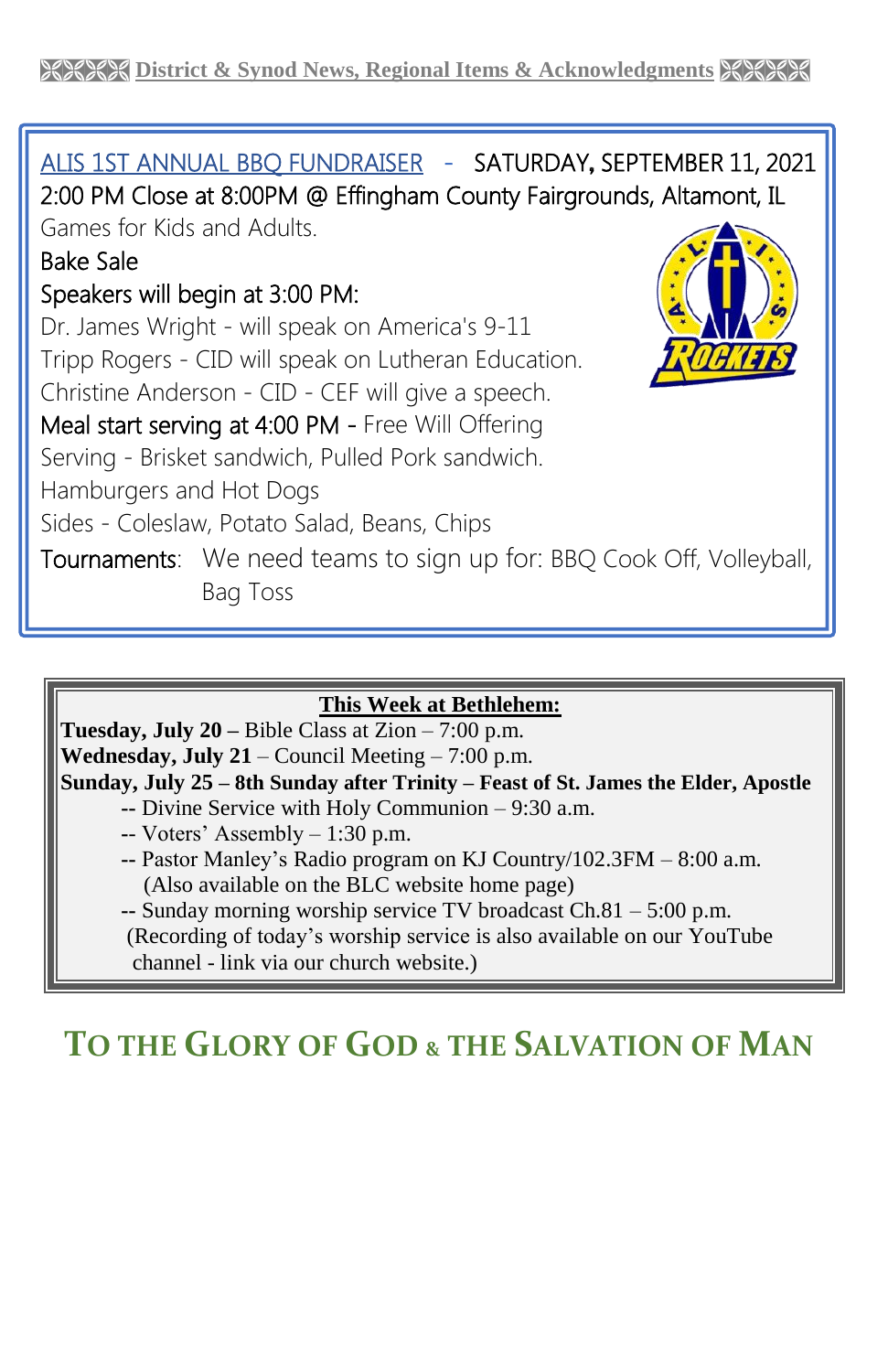## District & Synod News, Regional Items & Acknowledgments

ALIS 1ST ANNUAL BBQ FUNDRAISER - SATURDAY, SEPTEMBER 11, 2021
2:00 PM Close at 8:00PM @ Effingham County Fairgrounds, Altamont, IL

Games for Kids and Adults.

Bake Sale

Speakers will begin at 3:00 PM:

Dr. James Wright - will speak on America's 9-11

Tripp Rogers - CID will speak on Lutheran Education.

Christine Anderson - CID - CEF will give a speech.

Meal start serving at 4:00 PM - Free Will Offering

Serving - Brisket sandwich, Pulled Pork sandwich.

Hamburgers and Hot Dogs

Sides - Coleslaw, Potato Salad, Beans, Chips

Tournaments: We need teams to sign up for: BBQ Cook Off, Volleyball, Bag Toss

**This Week at Bethlehem:**

**Tuesday, July 20 –** Bible Class at Zion – 7:00 p.m.

**Wednesday, July 21** – Council Meeting – 7:00 p.m.

**Sunday, July 25 – 8th Sunday after Trinity – Feast of St. James the Elder, Apostle**

- -- Divine Service with Holy Communion – 9:30 a.m.
- -- Voters' Assembly – 1:30 p.m.
- -- Pastor Manley's Radio program on KJ Country/102.3FM – 8:00 a.m. (Also available on the BLC website home page)
- -- Sunday morning worship service TV broadcast Ch.81 – 5:00 p.m. (Recording of today's worship service is also available on our YouTube channel - link via our church website.)

## TO THE GLORY OF GOD & THE SALVATION OF MAN